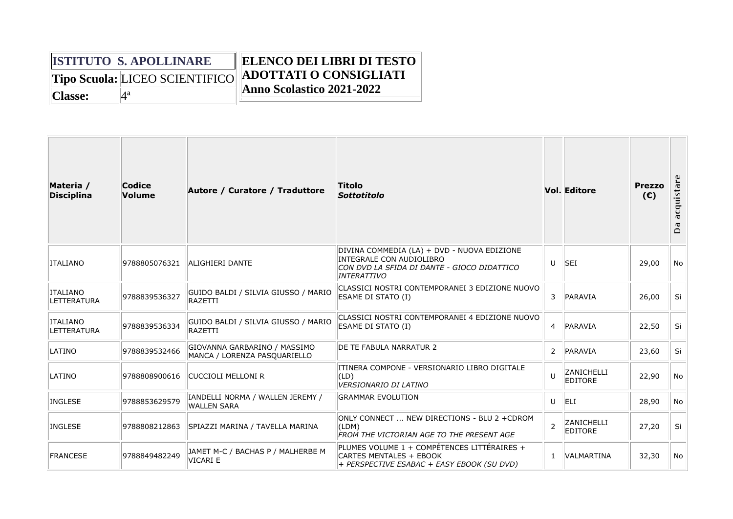| **ISTITUTO S. APOLLINARE** | |
|---|---|
| **Tipo Scuola:** | LICEO SCIENTIFICO |
| **Classe:** | 4ª |

**ELENCO DEI LIBRI DI TESTO ADOTTATI O CONSIGLIATI**
**Anno Scolastico 2021-2022**

| Materia / Disciplina | Codice Volume | Autore / Curatore / Traduttore | Titolo *Sottotitolo* | Vol. | Editore | Prezzo (€) | Da acquistare |
|---|---|---|---|---|---|---|---|
| ITALIANO | 9788805076321 | ALIGHIERI DANTE | DIVINA COMMEDIA (LA) + DVD - NUOVA EDIZIONE INTEGRALE CON AUDIOLIBRO *CON DVD LA SFIDA DI DANTE - GIOCO DIDATTICO INTERATTIVO* | U | SEI | 29,00 | No |
| ITALIANO LETTERATURA | 9788839536327 | GUIDO BALDI / SILVIA GIUSSO / MARIO RAZETTI | CLASSICI NOSTRI CONTEMPORANEI 3 EDIZIONE NUOVO ESAME DI STATO (I) | 3 | PARAVIA | 26,00 | Si |
| ITALIANO LETTERATURA | 9788839536334 | GUIDO BALDI / SILVIA GIUSSO / MARIO RAZETTI | CLASSICI NOSTRI CONTEMPORANEI 4 EDIZIONE NUOVO ESAME DI STATO (I) | 4 | PARAVIA | 22,50 | Si |
| LATINO | 9788839532466 | GIOVANNA GARBARINO / MASSIMO MANCA / LORENZA PASQUARIELLO | DE TE FABULA NARRATUR 2 | 2 | PARAVIA | 23,60 | Si |
| LATINO | 9788808900616 | CUCCIOLI MELLONI R | ITINERA COMPONE - VERSIONARIO LIBRO DIGITALE (LD) *VERSIONARIO DI LATINO* | U | ZANICHELLI EDITORE | 22,90 | No |
| INGLESE | 9788853629579 | IANDELLI NORMA / WALLEN JEREMY / WALLEN SARA | GRAMMAR EVOLUTION | U | ELI | 28,90 | No |
| INGLESE | 9788808212863 | SPIAZZI MARINA / TAVELLA MARINA | ONLY CONNECT ... NEW DIRECTIONS - BLU 2 +CDROM (LDM) *FROM THE VICTORIAN AGE TO THE PRESENT AGE* | 2 | ZANICHELLI EDITORE | 27,20 | Si |
| FRANCESE | 9788849482249 | JAMET M-C / BACHAS P / MALHERBE M VICARI E | PLUMES VOLUME 1 + COMPÉTENCES LITTÉRAIRES + CARTES MENTALES + EBOOK *+ PERSPECTIVE ESABAC + EASY EBOOK (SU DVD)* | 1 | VALMARTINA | 32,30 | No |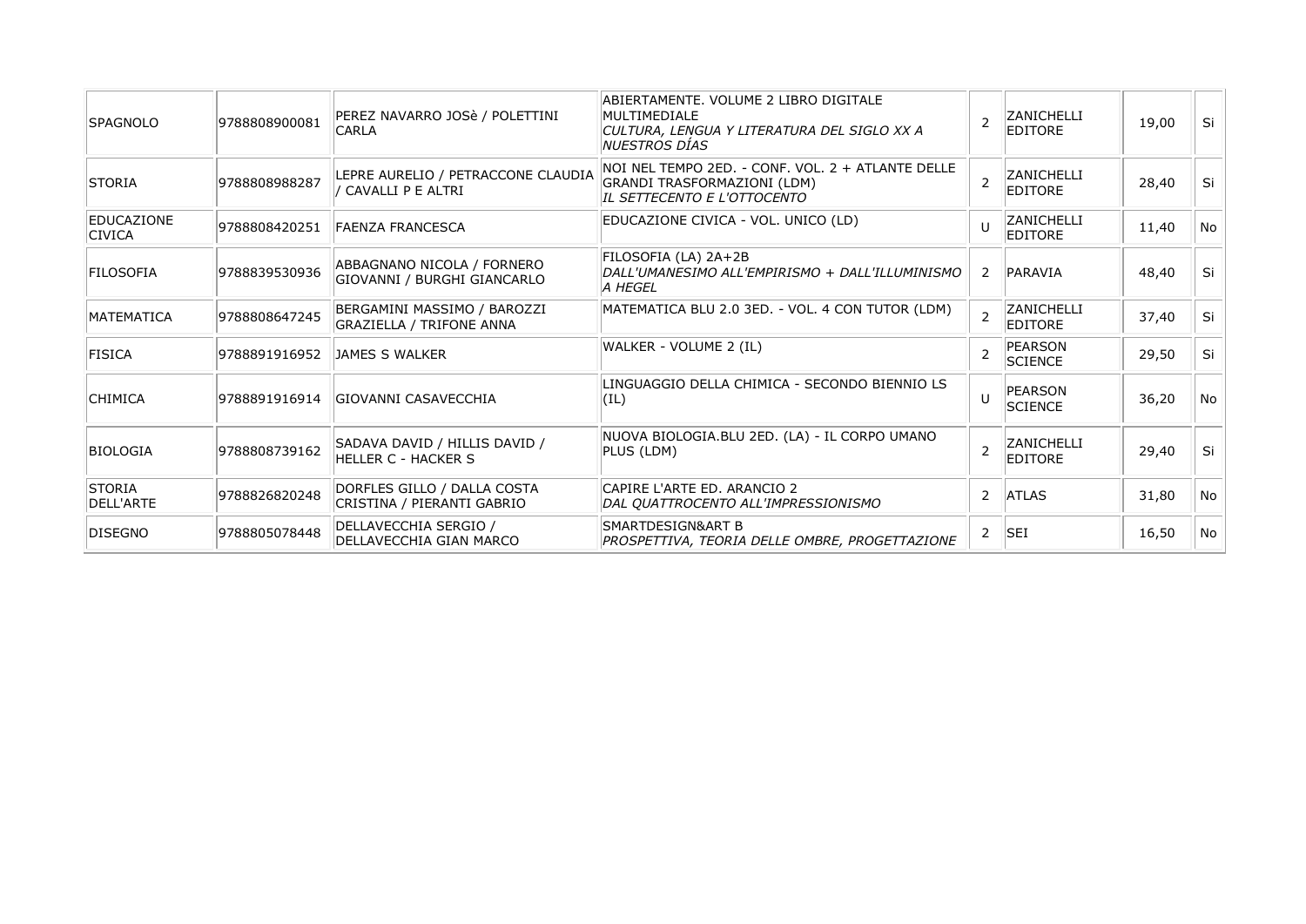| | | | | | | | |
|---|---|---|---|---|---|---|---|
| SPAGNOLO | 9788808900081 | PEREZ NAVARRO JOSè / POLETTINI CARLA | ABIERTAMENTE. VOLUME 2 LIBRO DIGITALE MULTIMEDIALE *CULTURA, LENGUA Y LITERATURA DEL SIGLO XX A NUESTROS DÍAS* | 2 | ZANICHELLI EDITORE | 19,00 | Si |
| STORIA | 9788808988287 | LEPRE AURELIO / PETRACCONE CLAUDIA / CAVALLI P E ALTRI | NOI NEL TEMPO 2ED. - CONF. VOL. 2 + ATLANTE DELLE GRANDI TRASFORMAZIONI (LDM) *IL SETTECENTO E L'OTTOCENTO* | 2 | ZANICHELLI EDITORE | 28,40 | Si |
| EDUCAZIONE CIVICA | 9788808420251 | FAENZA FRANCESCA | EDUCAZIONE CIVICA - VOL. UNICO (LD) | U | ZANICHELLI EDITORE | 11,40 | No |
| FILOSOFIA | 9788839530936 | ABBAGNANO NICOLA / FORNERO GIOVANNI / BURGHI GIANCARLO | FILOSOFIA (LA) 2A+2B *DALL'UMANESIMO ALL'EMPIRISMO + DALL'ILLUMINISMO A HEGEL* | 2 | PARAVIA | 48,40 | Si |
| MATEMATICA | 9788808647245 | BERGAMINI MASSIMO / BAROZZI GRAZIELLA / TRIFONE ANNA | MATEMATICA BLU 2.0 3ED. - VOL. 4 CON TUTOR (LDM) | 2 | ZANICHELLI EDITORE | 37,40 | Si |
| FISICA | 9788891916952 | JAMES S WALKER | WALKER - VOLUME 2 (IL) | 2 | PEARSON SCIENCE | 29,50 | Si |
| CHIMICA | 9788891916914 | GIOVANNI CASAVECCHIA | LINGUAGGIO DELLA CHIMICA - SECONDO BIENNIO LS (IL) | U | PEARSON SCIENCE | 36,20 | No |
| BIOLOGIA | 9788808739162 | SADAVA DAVID / HILLIS DAVID / HELLER C - HACKER S | NUOVA BIOLOGIA.BLU 2ED. (LA) - IL CORPO UMANO PLUS (LDM) | 2 | ZANICHELLI EDITORE | 29,40 | Si |
| STORIA DELL'ARTE | 9788826820248 | DORFLES GILLO / DALLA COSTA CRISTINA / PIERANTI GABRIO | CAPIRE L'ARTE ED. ARANCIO 2 *DAL QUATTROCENTO ALL'IMPRESSIONISMO* | 2 | ATLAS | 31,80 | No |
| DISEGNO | 9788805078448 | DELLAVECCHIA SERGIO / DELLAVECCHIA GIAN MARCO | SMARTDESIGN&ART B *PROSPETTIVA, TEORIA DELLE OMBRE, PROGETTAZIONE* | 2 | SEI | 16,50 | No |